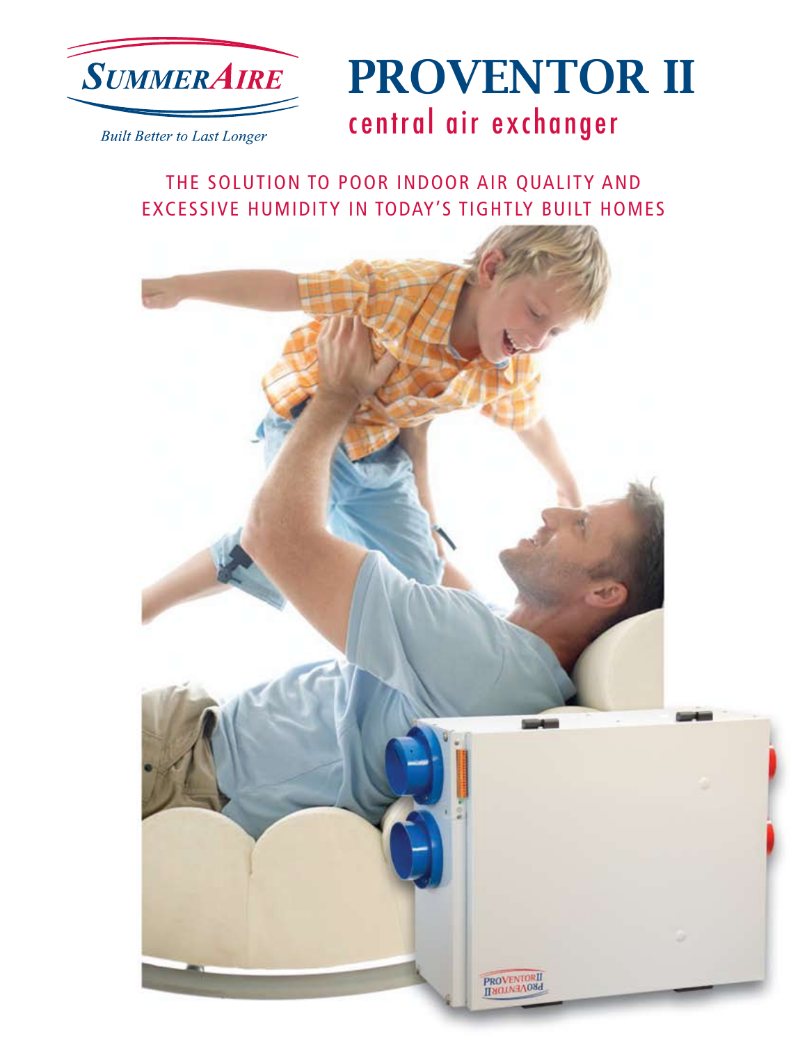SummerAire

*Built Better to Last Longer*

# PROVENTOR II

## central air exchanger

THE SOLUTION TO POOR INDOOR AIR QUALITY AND EXCESSIVE HUMIDITY IN TODAY'S TIGHTLY BUILT HOMES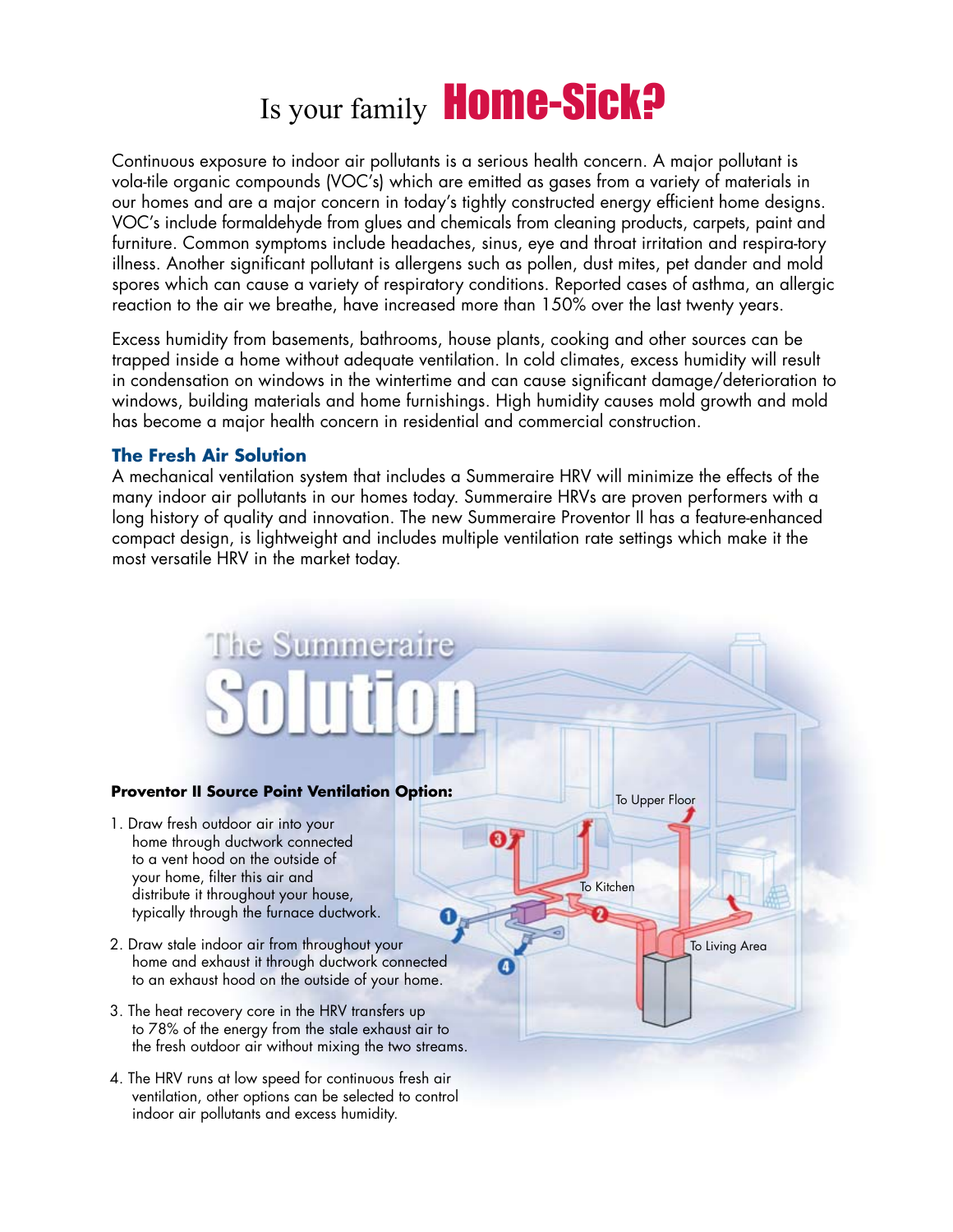# Is your family **Home-Sick?**

Continuous exposure to indoor air pollutants is a serious health concern. A major pollutant is vola-tile organic compounds (VOC's) which are emitted as gases from a variety of materials in our homes and are a major concern in today's tightly constructed energy efficient home designs. VOC's include formaldehyde from glues and chemicals from cleaning products, carpets, paint and furniture. Common symptoms include headaches, sinus, eye and throat irritation and respira-tory illness. Another significant pollutant is allergens such as pollen, dust mites, pet dander and mold spores which can cause a variety of respiratory conditions. Reported cases of asthma, an allergic reaction to the air we breathe, have increased more than 150% over the last twenty years.

Excess humidity from basements, bathrooms, house plants, cooking and other sources can be trapped inside a home without adequate ventilation. In cold climates, excess humidity will result in condensation on windows in the wintertime and can cause significant damage/deterioration to windows, building materials and home furnishings. High humidity causes mold growth and mold has become a major health concern in residential and commercial construction.

### The Fresh Air Solution

A mechanical ventilation system that includes a Summeraire HRV will minimize the effects of the many indoor air pollutants in our homes today. Summeraire HRVs are proven performers with a long history of quality and innovation. The new Summeraire Proventor II has a feature-enhanced compact design, is lightweight and includes multiple ventilation rate settings which make it the most versatile HRV in the market today.

## The Summeraire Solution

**Proventor II Source Point Ventilation Option:**

1. Draw fresh outdoor air into your home through ductwork connected to a vent hood on the outside of your home, filter this air and distribute it throughout your house, typically through the furnace ductwork.
2. Draw stale indoor air from throughout your home and exhaust it through ductwork connected to an exhaust hood on the outside of your home.
3. The heat recovery core in the HRV transfers up to 78% of the energy from the stale exhaust air to the fresh outdoor air without mixing the two streams.
4. The HRV runs at low speed for continuous fresh air ventilation, other options can be selected to control indoor air pollutants and excess humidity.

To Upper Floor

To Kitchen

To Living Area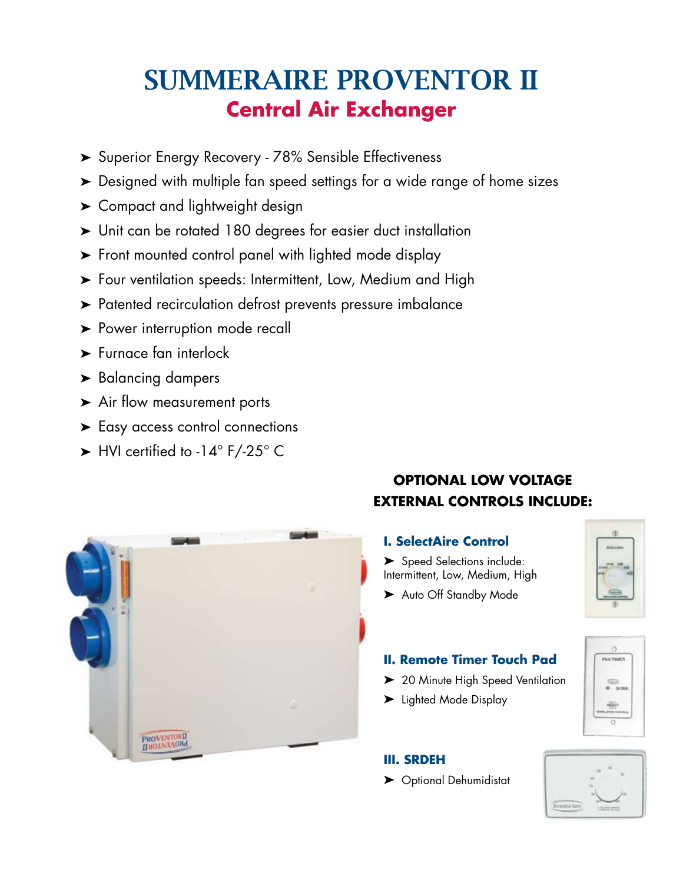# SUMMERAIRE PROVENTOR II

## Central Air Exchanger

- Superior Energy Recovery - 78% Sensible Effectiveness
- Designed with multiple fan speed settings for a wide range of home sizes
- Compact and lightweight design
- Unit can be rotated 180 degrees for easier duct installation
- Front mounted control panel with lighted mode display
- Four ventilation speeds: Intermittent, Low, Medium and High
- Patented recirculation defrost prevents pressure imbalance
- Power interruption mode recall
- Furnace fan interlock
- Balancing dampers
- Air flow measurement ports
- Easy access control connections
- HVI certified to -14° F/-25° C

## OPTIONAL LOW VOLTAGE EXTERNAL CONTROLS INCLUDE:

### I. SelectAire Control

- Speed Selections include: Intermittent, Low, Medium, High
- Auto Off Standby Mode

### II. Remote Timer Touch Pad

- 20 Minute High Speed Ventilation
- Lighted Mode Display

### III. SRDEH

- Optional Dehumidistat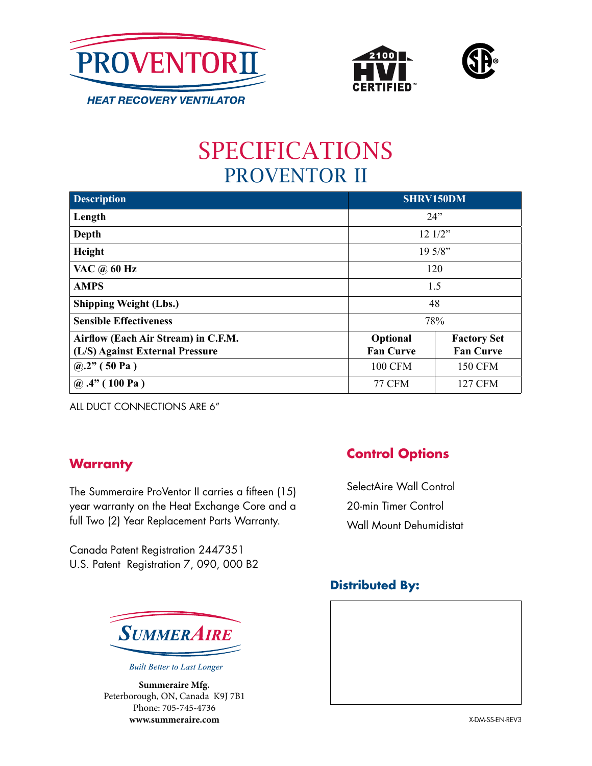# PROVENTOR II

**HEAT RECOVERY VENTILATOR**

2100 HVI CERTIFIED™

# SPECIFICATIONS
## PROVENTOR II

| Description | SHRV150DM | |
|---|---|---|
| **Length** | 24” | |
| **Depth** | 12 1/2” | |
| **Height** | 19 5/8” | |
| **VAC @ 60 Hz** | 120 | |
| **AMPS** | 1.5 | |
| **Shipping Weight (Lbs.)** | 48 | |
| **Sensible Effectiveness** | 78% | |
| **Airflow (Each Air Stream) in C.F.M. (L/S) Against External Pressure** | **Optional Fan Curve** | **Factory Set Fan Curve** |
| **@.2” ( 50 Pa )** | 100 CFM | 150 CFM |
| **@ .4” ( 100 Pa )** | 77 CFM | 127 CFM |

ALL DUCT CONNECTIONS ARE 6”

### Warranty

The Summeraire ProVentor II carries a fifteen (15) year warranty on the Heat Exchange Core and a full Two (2) Year Replacement Parts Warranty.

Canada Patent Registration 2447351
U.S. Patent Registration 7, 090, 000 B2

### Control Options

SelectAire Wall Control
20-min Timer Control
Wall Mount Dehumidistat

### Distributed By:

SUMMERAIRE

*Built Better to Last Longer*

**Summeraire Mfg.**
Peterborough, ON, Canada K9J 7B1
Phone: 705-745-4736
**www.summeraire.com**

X-DM-SS-EN-REV3